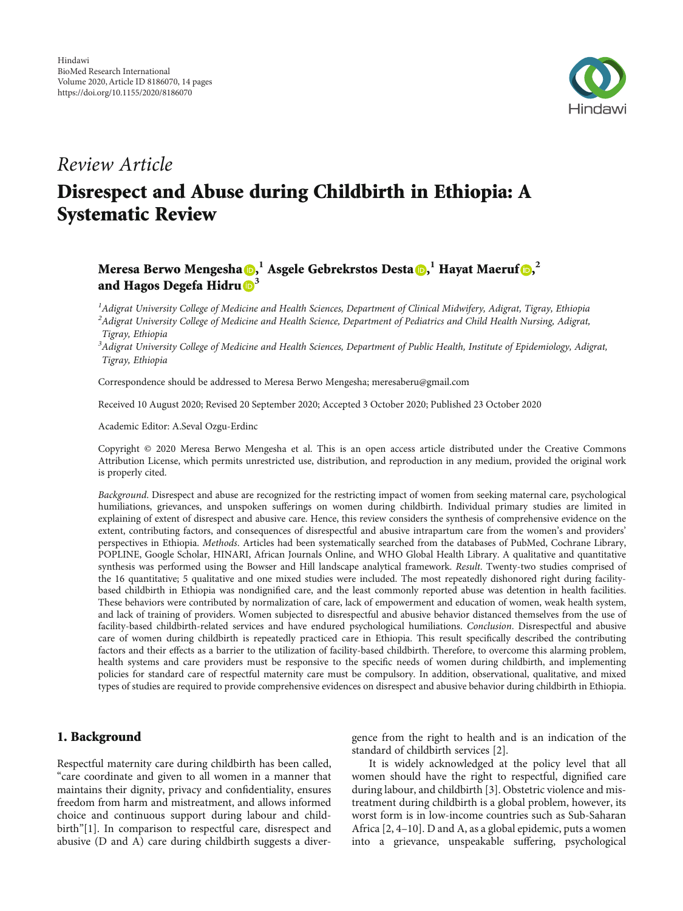Hindawi
BioMed Research International
Volume 2020, Article ID 8186070, 14 pages
https://doi.org/10.1155/2020/8186070

*Review Article*

# Disrespect and Abuse during Childbirth in Ethiopia: A Systematic Review

**Meresa Berwo Mengesha**[1] **Asgele Gebrekrstos Desta**[1] **Hayat Maeruf**[2] **and Hagos Degefa Hidru**[3]

[1] *Adigrat University College of Medicine and Health Sciences, Department of Clinical Midwifery, Adigrat, Tigray, Ethiopia*
[2] *Adigrat University College of Medicine and Health Science, Department of Pediatrics and Child Health Nursing, Adigrat, Tigray, Ethiopia*
[3] *Adigrat University College of Medicine and Health Sciences, Department of Public Health, Institute of Epidemiology, Adigrat, Tigray, Ethiopia*

Correspondence should be addressed to Meresa Berwo Mengesha; meresaberu@gmail.com

Received 10 August 2020; Revised 20 September 2020; Accepted 3 October 2020; Published 23 October 2020

Academic Editor: A.Seval Ozgu-Erdinc

Copyright © 2020 Meresa Berwo Mengesha et al. This is an open access article distributed under the Creative Commons Attribution License, which permits unrestricted use, distribution, and reproduction in any medium, provided the original work is properly cited.

*Background*. Disrespect and abuse are recognized for the restricting impact of women from seeking maternal care, psychological humiliations, grievances, and unspoken sufferings on women during childbirth. Individual primary studies are limited in explaining of extent of disrespect and abusive care. Hence, this review considers the synthesis of comprehensive evidence on the extent, contributing factors, and consequences of disrespectful and abusive intrapartum care from the women's and providers' perspectives in Ethiopia. *Methods*. Articles had been systematically searched from the databases of PubMed, Cochrane Library, POPLINE, Google Scholar, HINARI, African Journals Online, and WHO Global Health Library. A qualitative and quantitative synthesis was performed using the Bowser and Hill landscape analytical framework. *Result*. Twenty-two studies comprised of the 16 quantitative; 5 qualitative and one mixed studies were included. The most repeatedly dishonored right during facility-based childbirth in Ethiopia was nondignified care, and the least commonly reported abuse was detention in health facilities. These behaviors were contributed by normalization of care, lack of empowerment and education of women, weak health system, and lack of training of providers. Women subjected to disrespectful and abusive behavior distanced themselves from the use of facility-based childbirth-related services and have endured psychological humiliations. *Conclusion*. Disrespectful and abusive care of women during childbirth is repeatedly practiced care in Ethiopia. This result specifically described the contributing factors and their effects as a barrier to the utilization of facility-based childbirth. Therefore, to overcome this alarming problem, health systems and care providers must be responsive to the specific needs of women during childbirth, and implementing policies for standard care of respectful maternity care must be compulsory. In addition, observational, qualitative, and mixed types of studies are required to provide comprehensive evidences on disrespect and abusive behavior during childbirth in Ethiopia.

## 1. Background

Respectful maternity care during childbirth has been called, "care coordinate and given to all women in a manner that maintains their dignity, privacy and confidentiality, ensures freedom from harm and mistreatment, and allows informed choice and continuous support during labour and childbirth"[1]. In comparison to respectful care, disrespect and abusive (D and A) care during childbirth suggests a divergence from the right to health and is an indication of the standard of childbirth services [2].

It is widely acknowledged at the policy level that all women should have the right to respectful, dignified care during labour, and childbirth [3]. Obstetric violence and mistreatment during childbirth is a global problem, however, its worst form is in low-income countries such as Sub-Saharan Africa [2, 4–10]. D and A, as a global epidemic, puts a women into a grievance, unspeakable suffering, psychological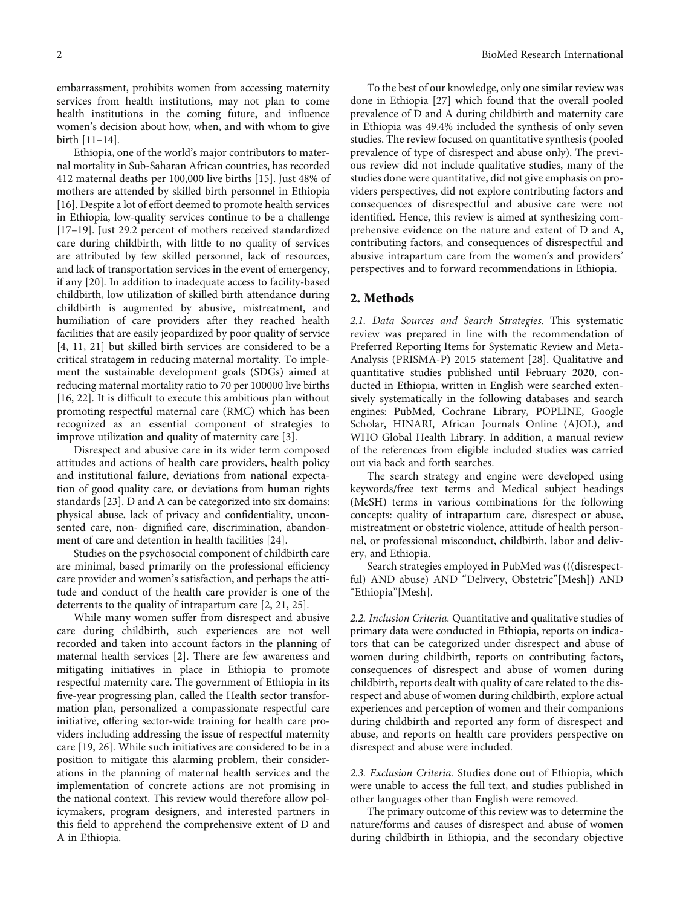embarrassment, prohibits women from accessing maternity services from health institutions, may not plan to come health institutions in the coming future, and influence women's decision about how, when, and with whom to give birth [11–14].

Ethiopia, one of the world's major contributors to maternal mortality in Sub-Saharan African countries, has recorded 412 maternal deaths per 100,000 live births [15]. Just 48% of mothers are attended by skilled birth personnel in Ethiopia [16]. Despite a lot of effort deemed to promote health services in Ethiopia, low-quality services continue to be a challenge [17–19]. Just 29.2 percent of mothers received standardized care during childbirth, with little to no quality of services are attributed by few skilled personnel, lack of resources, and lack of transportation services in the event of emergency, if any [20]. In addition to inadequate access to facility-based childbirth, low utilization of skilled birth attendance during childbirth is augmented by abusive, mistreatment, and humiliation of care providers after they reached health facilities that are easily jeopardized by poor quality of service [4, 11, 21] but skilled birth services are considered to be a critical stratagem in reducing maternal mortality. To implement the sustainable development goals (SDGs) aimed at reducing maternal mortality ratio to 70 per 100000 live births [16, 22]. It is difficult to execute this ambitious plan without promoting respectful maternal care (RMC) which has been recognized as an essential component of strategies to improve utilization and quality of maternity care [3].

Disrespect and abusive care in its wider term composed attitudes and actions of health care providers, health policy and institutional failure, deviations from national expectation of good quality care, or deviations from human rights standards [23]. D and A can be categorized into six domains: physical abuse, lack of privacy and confidentiality, unconsented care, non- dignified care, discrimination, abandonment of care and detention in health facilities [24].

Studies on the psychosocial component of childbirth care are minimal, based primarily on the professional efficiency care provider and women's satisfaction, and perhaps the attitude and conduct of the health care provider is one of the deterrents to the quality of intrapartum care [2, 21, 25].

While many women suffer from disrespect and abusive care during childbirth, such experiences are not well recorded and taken into account factors in the planning of maternal health services [2]. There are few awareness and mitigating initiatives in place in Ethiopia to promote respectful maternity care. The government of Ethiopia in its five-year progressing plan, called the Health sector transformation plan, personalized a compassionate respectful care initiative, offering sector-wide training for health care providers including addressing the issue of respectful maternity care [19, 26]. While such initiatives are considered to be in a position to mitigate this alarming problem, their considerations in the planning of maternal health services and the implementation of concrete actions are not promising in the national context. This review would therefore allow policymakers, program designers, and interested partners in this field to apprehend the comprehensive extent of D and A in Ethiopia.

To the best of our knowledge, only one similar review was done in Ethiopia [27] which found that the overall pooled prevalence of D and A during childbirth and maternity care in Ethiopia was 49.4% included the synthesis of only seven studies. The review focused on quantitative synthesis (pooled prevalence of type of disrespect and abuse only). The previous review did not include qualitative studies, many of the studies done were quantitative, did not give emphasis on providers perspectives, did not explore contributing factors and consequences of disrespectful and abusive care were not identified. Hence, this review is aimed at synthesizing comprehensive evidence on the nature and extent of D and A, contributing factors, and consequences of disrespectful and abusive intrapartum care from the women's and providers' perspectives and to forward recommendations in Ethiopia.

## 2. Methods

*2.1. Data Sources and Search Strategies.* This systematic review was prepared in line with the recommendation of Preferred Reporting Items for Systematic Review and Meta-Analysis (PRISMA-P) 2015 statement [28]. Qualitative and quantitative studies published until February 2020, conducted in Ethiopia, written in English were searched extensively systematically in the following databases and search engines: PubMed, Cochrane Library, POPLINE, Google Scholar, HINARI, African Journals Online (AJOL), and WHO Global Health Library. In addition, a manual review of the references from eligible included studies was carried out via back and forth searches.

The search strategy and engine were developed using keywords/free text terms and Medical subject headings (MeSH) terms in various combinations for the following concepts: quality of intrapartum care, disrespect or abuse, mistreatment or obstetric violence, attitude of health personnel, or professional misconduct, childbirth, labor and delivery, and Ethiopia.

Search strategies employed in PubMed was (((disrespectful) AND abuse) AND "Delivery, Obstetric"[Mesh]) AND "Ethiopia"[Mesh].

*2.2. Inclusion Criteria.* Quantitative and qualitative studies of primary data were conducted in Ethiopia, reports on indicators that can be categorized under disrespect and abuse of women during childbirth, reports on contributing factors, consequences of disrespect and abuse of women during childbirth, reports dealt with quality of care related to the disrespect and abuse of women during childbirth, explore actual experiences and perception of women and their companions during childbirth and reported any form of disrespect and abuse, and reports on health care providers perspective on disrespect and abuse were included.

*2.3. Exclusion Criteria.* Studies done out of Ethiopia, which were unable to access the full text, and studies published in other languages other than English were removed.

The primary outcome of this review was to determine the nature/forms and causes of disrespect and abuse of women during childbirth in Ethiopia, and the secondary objective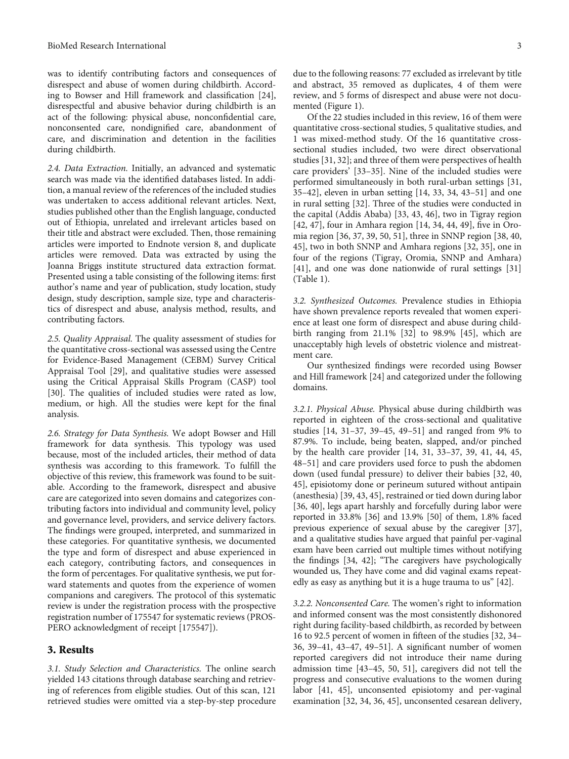was to identify contributing factors and consequences of disrespect and abuse of women during childbirth. According to Bowser and Hill framework and classification [24], disrespectful and abusive behavior during childbirth is an act of the following: physical abuse, nonconfidential care, nonconsented care, nondignified care, abandonment of care, and discrimination and detention in the facilities during childbirth.

*2.4. Data Extraction.* Initially, an advanced and systematic search was made via the identified databases listed. In addition, a manual review of the references of the included studies was undertaken to access additional relevant articles. Next, studies published other than the English language, conducted out of Ethiopia, unrelated and irrelevant articles based on their title and abstract were excluded. Then, those remaining articles were imported to Endnote version 8, and duplicate articles were removed. Data was extracted by using the Joanna Briggs institute structured data extraction format. Presented using a table consisting of the following items: first author's name and year of publication, study location, study design, study description, sample size, type and characteristics of disrespect and abuse, analysis method, results, and contributing factors.

*2.5. Quality Appraisal.* The quality assessment of studies for the quantitative cross-sectional was assessed using the Centre for Evidence-Based Management (CEBM) Survey Critical Appraisal Tool [29], and qualitative studies were assessed using the Critical Appraisal Skills Program (CASP) tool [30]. The qualities of included studies were rated as low, medium, or high. All the studies were kept for the final analysis.

*2.6. Strategy for Data Synthesis.* We adopt Bowser and Hill framework for data synthesis. This typology was used because, most of the included articles, their method of data synthesis was according to this framework. To fulfill the objective of this review, this framework was found to be suitable. According to the framework, disrespect and abusive care are categorized into seven domains and categorizes contributing factors into individual and community level, policy and governance level, providers, and service delivery factors. The findings were grouped, interpreted, and summarized in these categories. For quantitative synthesis, we documented the type and form of disrespect and abuse experienced in each category, contributing factors, and consequences in the form of percentages. For qualitative synthesis, we put forward statements and quotes from the experience of women companions and caregivers. The protocol of this systematic review is under the registration process with the prospective registration number of 175547 for systematic reviews (PROSPERO acknowledgment of receipt [175547]).

## 3. Results

*3.1. Study Selection and Characteristics.* The online search yielded 143 citations through database searching and retrieving of references from eligible studies. Out of this scan, 121 retrieved studies were omitted via a step-by-step procedure due to the following reasons: 77 excluded as irrelevant by title and abstract, 35 removed as duplicates, 4 of them were review, and 5 forms of disrespect and abuse were not documented (Figure 1).

Of the 22 studies included in this review, 16 of them were quantitative cross-sectional studies, 5 qualitative studies, and 1 was mixed-method study. Of the 16 quantitative cross-sectional studies included, two were direct observational studies [31, 32]; and three of them were perspectives of health care providers' [33–35]. Nine of the included studies were performed simultaneously in both rural-urban settings [31, 35–42], eleven in urban setting [14, 33, 34, 43–51] and one in rural setting [32]. Three of the studies were conducted in the capital (Addis Ababa) [33, 43, 46], two in Tigray region [42, 47], four in Amhara region [14, 34, 44, 49], five in Oromia region [36, 37, 39, 50, 51], three in SNNP region [38, 40, 45], two in both SNNP and Amhara regions [32, 35], one in four of the regions (Tigray, Oromia, SNNP and Amhara) [41], and one was done nationwide of rural settings [31] (Table 1).

*3.2. Synthesized Outcomes.* Prevalence studies in Ethiopia have shown prevalence reports revealed that women experience at least one form of disrespect and abuse during childbirth ranging from 21.1% [32] to 98.9% [45], which are unacceptably high levels of obstetric violence and mistreatment care.

Our synthesized findings were recorded using Bowser and Hill framework [24] and categorized under the following domains.

*3.2.1. Physical Abuse.* Physical abuse during childbirth was reported in eighteen of the cross-sectional and qualitative studies [14, 31–37, 39–45, 49–51] and ranged from 9% to 87.9%. To include, being beaten, slapped, and/or pinched by the health care provider [14, 31, 33–37, 39, 41, 44, 45, 48–51] and care providers used force to push the abdomen down (used fundal pressure) to deliver their babies [32, 40, 45], episiotomy done or perineum sutured without antipain (anesthesia) [39, 43, 45], restrained or tied down during labor [36, 40], legs apart harshly and forcefully during labor were reported in 33.8% [36] and 13.9% [50] of them, 1.8% faced previous experience of sexual abuse by the caregiver [37], and a qualitative studies have argued that painful per-vaginal exam have been carried out multiple times without notifying the findings [34, 42]; "The caregivers have psychologically wounded us, They have come and did vaginal exams repeatedly as easy as anything but it is a huge trauma to us" [42].

*3.2.2. Nonconsented Care.* The women's right to information and informed consent was the most consistently dishonored right during facility-based childbirth, as recorded by between 16 to 92.5 percent of women in fifteen of the studies [32, 34–36, 39–41, 43–47, 49–51]. A significant number of women reported caregivers did not introduce their name during admission time [43–45, 50, 51], caregivers did not tell the progress and consecutive evaluations to the women during labor [41, 45], unconsented episiotomy and per-vaginal examination [32, 34, 36, 45], unconsented cesarean delivery,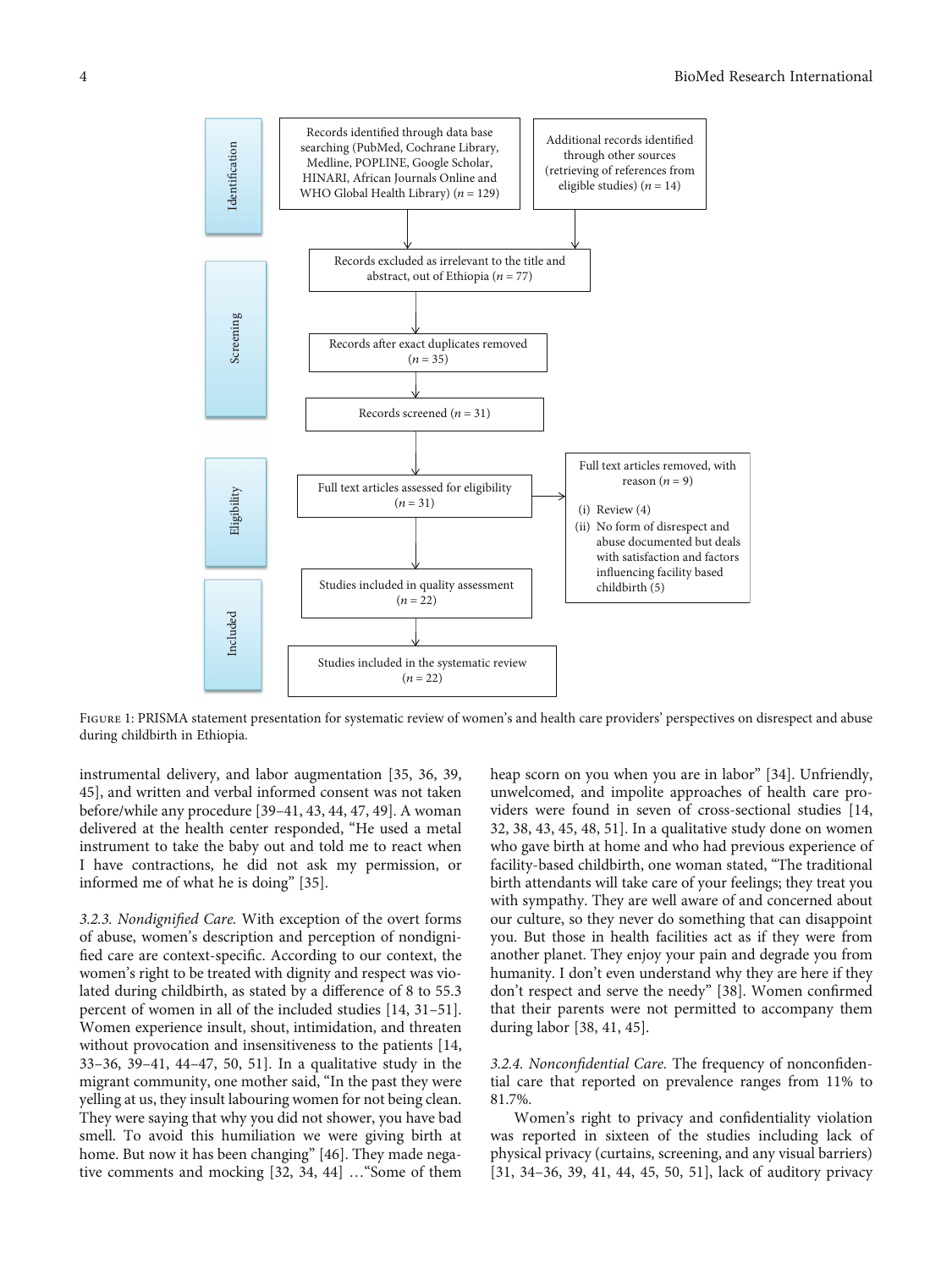Records identified through data base searching (PubMed, Cochrane Library, Medline, POPLINE, Google Scholar, HINARI, African Journals Online and WHO Global Health Library) ($n = 129$)

Additional records identified through other sources (retrieving of references from eligible studies) ($n = 14$)

Records excluded as irrelevant to the title and abstract, out of Ethiopia ($n = 77$)

Records after exact duplicates removed ($n = 35$)

Records screened ($n = 31$)

Full text articles assessed for eligibility ($n = 31$)

Full text articles removed, with reason ($n = 9$)

(i) Review (4)

(ii) No form of disrespect and abuse documented but deals with satisfaction and factors influencing facility based childbirth (5)

Studies included in quality assessment ($n = 22$)

Studies included in the systematic review ($n = 22$)

Identification | Screening | Eligibility | Included

Figure 1: PRISMA statement presentation for systematic review of women's and health care providers' perspectives on disrespect and abuse during childbirth in Ethiopia.

instrumental delivery, and labor augmentation [35, 36, 39, 45], and written and verbal informed consent was not taken before/while any procedure [39–41, 43, 44, 47, 49]. A woman delivered at the health center responded, "He used a metal instrument to take the baby out and told me to react when I have contractions, he did not ask my permission, or informed me of what he is doing" [35].

*3.2.3. Nondignified Care.* With exception of the overt forms of abuse, women's description and perception of nondignified care are context-specific. According to our context, the women's right to be treated with dignity and respect was violated during childbirth, as stated by a difference of 8 to 55.3 percent of women in all of the included studies [14, 31–51]. Women experience insult, shout, intimidation, and threaten without provocation and insensitiveness to the patients [14, 33–36, 39–41, 44–47, 50, 51]. In a qualitative study in the migrant community, one mother said, "In the past they were yelling at us, they insult labouring women for not being clean. They were saying that why you did not shower, you have bad smell. To avoid this humiliation we were giving birth at home. But now it has been changing" [46]. They made negative comments and mocking [32, 34, 44] …"Some of them heap scorn on you when you are in labor" [34]. Unfriendly, unwelcomed, and impolite approaches of health care providers were found in seven of cross-sectional studies [14, 32, 38, 43, 45, 48, 51]. In a qualitative study done on women who gave birth at home and who had previous experience of facility-based childbirth, one woman stated, "The traditional birth attendants will take care of your feelings; they treat you with sympathy. They are well aware of and concerned about our culture, so they never do something that can disappoint you. But those in health facilities act as if they were from another planet. They enjoy your pain and degrade you from humanity. I don't even understand why they are here if they don't respect and serve the needy" [38]. Women confirmed that their parents were not permitted to accompany them during labor [38, 41, 45].

*3.2.4. Nonconfidential Care.* The frequency of nonconfidential care that reported on prevalence ranges from 11% to 81.7%.

Women's right to privacy and confidentiality violation was reported in sixteen of the studies including lack of physical privacy (curtains, screening, and any visual barriers) [31, 34–36, 39, 41, 44, 45, 50, 51], lack of auditory privacy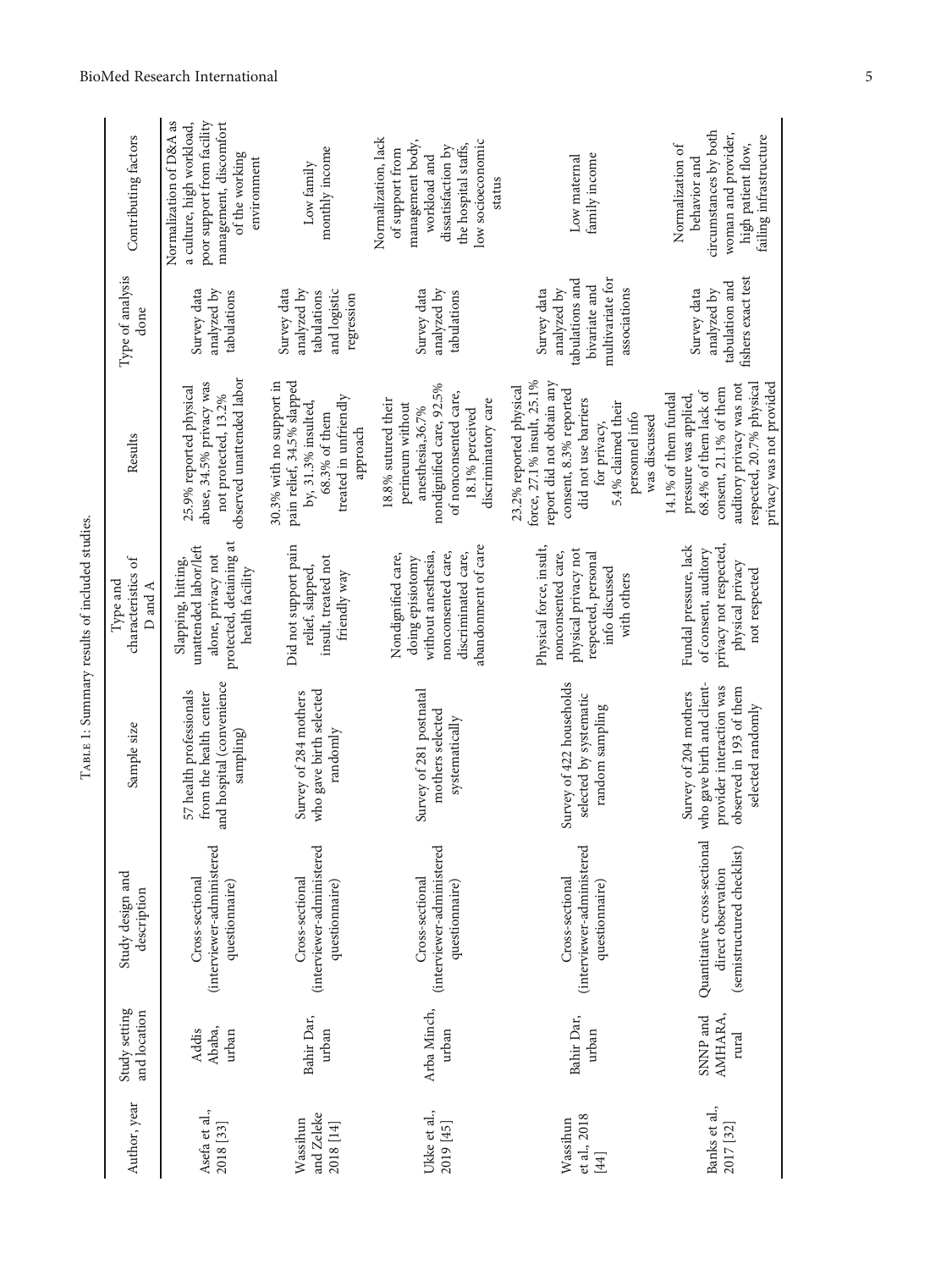Table 1: Summary results of included studies.

| Author, year | Study setting and location | Study design and description | Sample size | Type and characteristics of D and A | Results | Type of analysis done | Contributing factors |
|---|---|---|---|---|---|---|---|
| Asefa et al., 2018 [33] | Addis Ababa, urban | Cross-sectional (interviewer-administered questionnaire) | 57 health professionals from the health center and hospital (convenience sampling) | Slapping, hitting, unattended labor/left alone, privacy not protected, detaining at health facility | 25.9% reported physical abuse, 34.5% privacy was not protected, 13.2% observed unattended labor | Survey data analyzed by tabulations | Normalization of D&A as a culture, high workload, poor support from facility management, discomfort of the working environment |
| Wassihun and Zeleke 2018 [14] | Bahir Dar, urban | Cross-sectional (interviewer-administered questionnaire) | Survey of 284 mothers who gave birth selected randomly | Did not support pain relief, slapped, insult, treated not friendly way | 30.3% with no support in pain relief, 34.5% slapped by, 31.3% insulted, 68.3% of them treated in unfriendly approach | Survey data analyzed by tabulations and logistic regression | Low family monthly income |
| Ukke et al., 2019 [45] | Arba Minch, urban | Cross-sectional (interviewer-administered questionnaire) | Survey of 281 postnatal mothers selected systematically | Nondignified care, doing episiotomy without anesthesia, nonconsented care, discriminated care, abandonment of care | 18.8% sutured their perineum without anesthesia,36.7% nondignified care, 92.5% of nonconsented care, 18.1% perceived discriminatory care | Survey data analyzed by tabulations | Normalization, lack of support from management body, workload and dissatisfaction by the hospital staffs, low socioeconomic status |
| Wassihun et al., 2018 [44] | Bahir Dar, urban | Cross-sectional (interviewer-administered questionnaire) | Survey of 422 households selected by systematic random sampling | Physical force, insult, nonconsented care, physical privacy not respected, personal info discussed with others | 23.2% reported physical force, 27.1% insult, 25.1% report did not obtain any consent, 8.3% reported did not use barriers for privacy, 5.4% claimed their personnel info was discussed | Survey data analyzed by tabulations and bivariate and multivariate for associations | Low maternal family income |
| Banks et al., 2017 [32] | SNNP and AMHARA, rural | Quantitative cross-sectional direct observation (semistructured checklist) | Survey of 204 mothers who gave birth and client-provider interaction was observed in 193 of them selected randomly | Fundal pressure, lack of consent, auditory privacy not respected, physical privacy not respected | 14.1% of them fundal pressure was applied, 68.4% of them lack of consent, 21.1% of them auditory privacy was not respected, 20.7% physical privacy was not provided | Survey data analyzed by tabulation and fishers exact test | Normalization of behavior and circumstances by both woman and provider, high patient flow, failing infrastructure |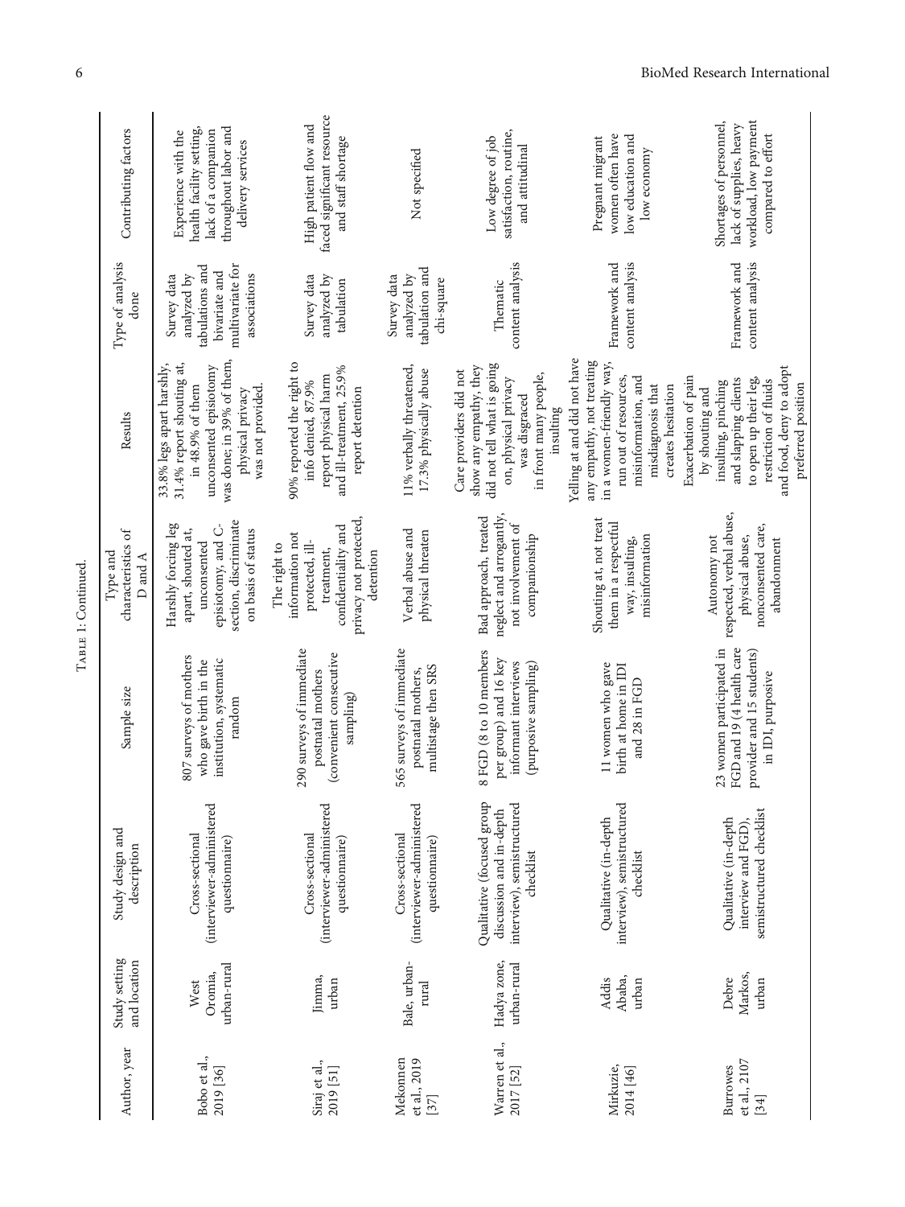Table 1: Continued.

| Author, year | Study setting and location | Study design and description | Sample size | Type and characteristics of D and A | Results | Type of analysis done | Contributing factors |
|---|---|---|---|---|---|---|---|
| Bobo et al., 2019 [36] | West Oromia, urban-rural | Cross-sectional (interviewer-administered questionnaire) | 807 surveys of mothers who gave birth in the institution, systematic random | Harshly forcing leg apart, shouted at, unconsented episiotomy, and C-section, discriminate on basis of status | 33.8% legs apart harshly, 31.4% report shouting at, in 48.9% of them unconsented episiotomy was done; in 39% of them, physical privacy was not provided. | Survey data analyzed by tabulations and bivariate and multivariate for associations | Experience with the health facility setting, lack of a companion throughout labor and delivery services |
| Siraj et al., 2019 [51] | Jimma, urban | Cross-sectional (interviewer-administered questionnaire) | 290 surveys of immediate postnatal mothers (convenient consecutive sampling) | The right to information not protected, ill-treatment, confidentiality and privacy not protected, detention | 90% reported the right to info denied, 87.9% report physical harm and ill-treatment, 25.9% report detention | Survey data analyzed by tabulation | High patient flow and faced significant resource and staff shortage |
| Mekonnen et al., 2019 [37] | Bale, urban-rural | Cross-sectional (interviewer-administered questionnaire) | 565 surveys of immediate postnatal mothers, multistage then SRS | Verbal abuse and physical threaten | 11% verbally threatened, 17.3% physically abuse | Survey data analyzed by tabulation and chi-square | Not specified |
| Warren et al., 2017 [52] | Hadya zone, urban-rural | Qualitative (focused group discussion and in-depth interview), semistructured checklist | 8 FGD (8 to 10 members per group) and 16 key informant interviews (purposive sampling) | Bad approach, treated neglect and arrogantly, not involvement of companionship | Care providers did not show any empathy, they did not tell what is going on, physical privacy was disgraced in front many people, insulting | Thematic content analysis | Low degree of job satisfaction, routine, and attitudinal |
| Mirkuzie, 2014 [46] | Addis Ababa, urban | Qualitative (in-depth interview), semistructured checklist | 11 women who gave birth at home in IDI and 28 in FGD | Shouting at, not treat them in a respectful way, insulting, misinformation | Yelling at and did not have any empathy, not treating in a women-friendly way, run out of resources, misinformation, and misdiagnosis that creates hesitation | Framework and content analysis | Pregnant migrant women often have low education and low economy |
| Burrowes et al., 2107 [34] | Debre Markos, urban | Qualitative (in-depth interview and FGD), semistructured checklist | 23 women participated in FGD and 19 (4 health care provider and 15 students) in IDI, purposive | Autonomy not respected, verbal abuse, physical abuse, nonconsented care, abandonment | Exacerbation of pain by shouting and insulting, pinching and slapping clients to open up their leg, restriction of fluids and food, deny to adopt preferred position | Framework and content analysis | Shortages of personnel, lack of supplies, heavy workload, low payment compared to effort |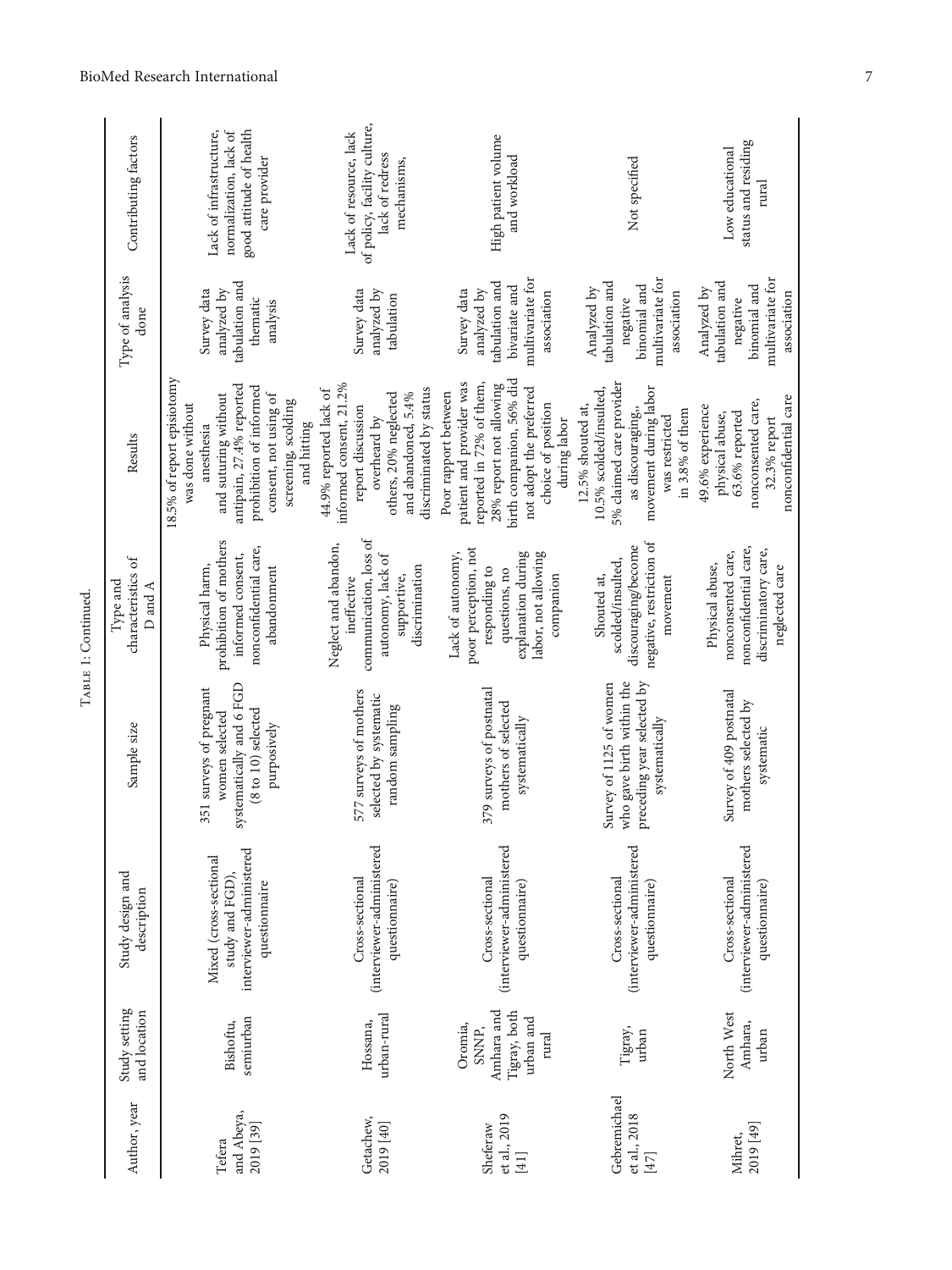Table 1: Continued.

| Author, year | Study setting and location | Study design and description | Sample size | Type and characteristics of D and A | Results | Type of analysis done | Contributing factors |
|---|---|---|---|---|---|---|---|
| Tefera and Abeya, 2019 [39] | Bishoftu, semiurban | Mixed (cross-sectional study and FGD), interviewer-administered questionnaire | 351 surveys of pregnant women selected systematically and 6 FGD (8 to 10) selected purposively | Physical harm, prohibition of mothers informed consent, nonconfidential care, abandonment | 18.5% of report episiotomy was done without anesthesia and suturing without antipain, 27.4% reported prohibition of informed consent, not using of screening, scolding and hitting | Survey data analyzed by tabulation and thematic analysis | Lack of infrastructure, normalization, lack of good attitude of health care provider |
| Getachew, 2019 [40] | Hossana, urban-rural | Cross-sectional (interviewer-administered questionnaire) | 577 surveys of mothers selected by systematic random sampling | Neglect and abandon, ineffective communication, loss of autonomy, lack of supportive, discrimination | 44.9% reported lack of informed consent, 21.2% report discussion overheard by others, 20% neglected and abandoned, 5.4% discriminated by status | Survey data analyzed by tabulation | Lack of resource, lack of policy, facility culture, lack of redress mechanisms, |
| Sheferaw et al., 2019 [41] | Oromia, SNNP, Amhara and Tigray, both urban and rural | Cross-sectional (interviewer-administered questionnaire) | 379 surveys of postnatal mothers of selected systematically | Lack of autonomy, poor perception, not responding to questions, no explanation during labor, not allowing companion | Poor rapport between patient and provider was reported in 72% of them, 28% report not allowing birth companion, 56% did not adopt the preferred choice of position during labor | Survey data analyzed by tabulation and bivariate and multivariate for association | High patient volume and workload |
| Gebremichael et al., 2018 [47] | Tigray, urban | Cross-sectional (interviewer-administered questionnaire) | Survey of 1125 of women who gave birth within the preceding year selected by systematically | Shouted at, scolded/insulted, discouraging/become negative, restriction of movement | 12.5% shouted at, 10.5% scolded/insulted, 5% claimed care provider as discouraging, movement during labor was restricted in 3.8% of them | Analyzed by tabulation and negative binomial and multivariate for association | Not specified |
| Mihret, 2019 [49] | North West Amhara, urban | Cross-sectional (interviewer-administered questionnaire) | Survey of 409 postnatal mothers selected by systematic | Physical abuse, nonconsented care, nonconfidential care, discriminatory care, neglected care | 49.6% experience physical abuse, 63.6% reported nonconsented care, 32.3% report nonconfidential care | Analyzed by tabulation and negative binomial and multivariate for association | Low educational status and residing rural |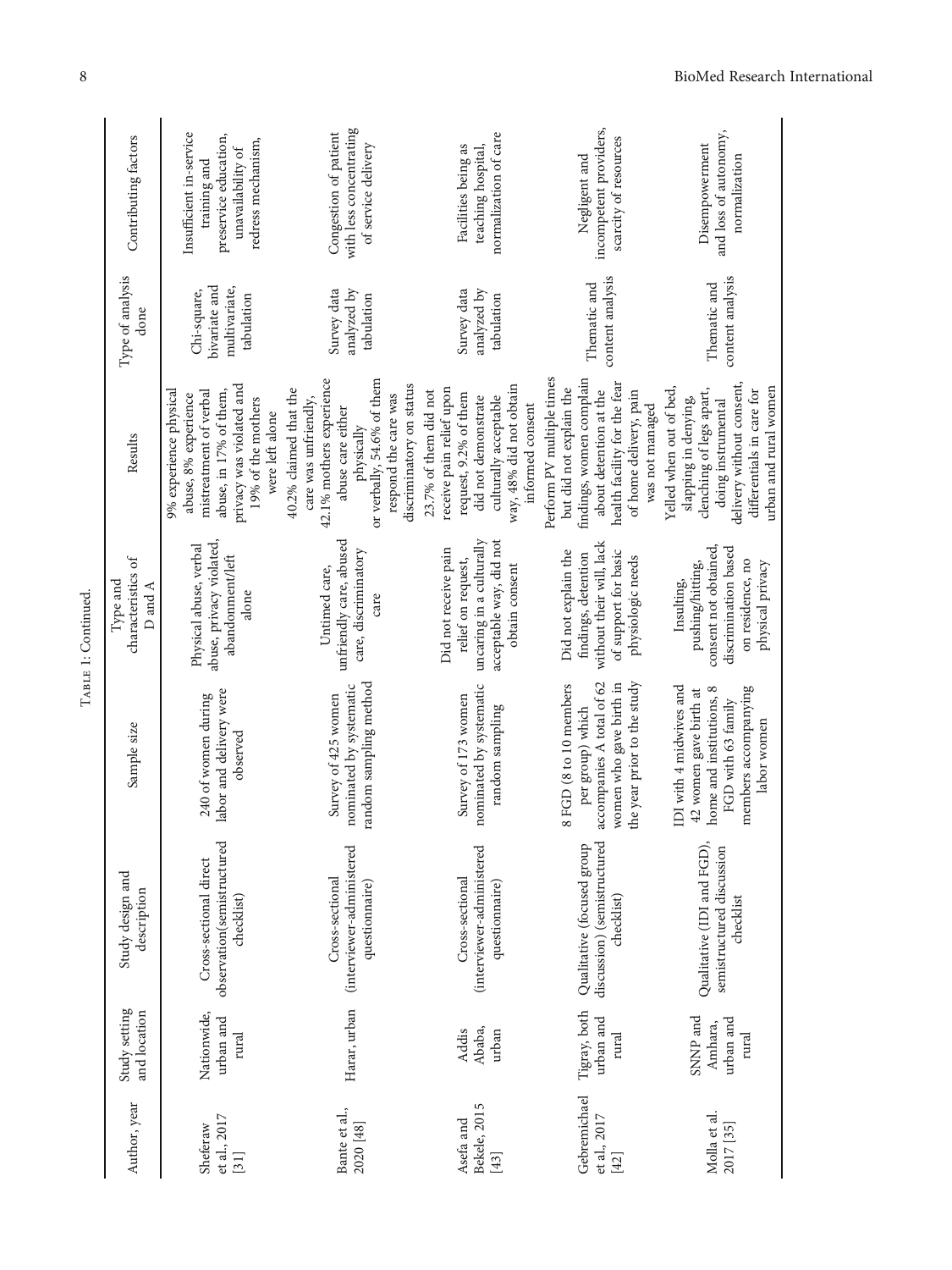Table 1: Continued.

| Author, year | Study setting and location | Study design and description | Sample size | Type and characteristics of D and A | Results | Type of analysis done | Contributing factors |
|---|---|---|---|---|---|---|---|
| Sheferaw et al., 2017 [31] | Nationwide, urban and rural | Cross-sectional direct observation(semistructured checklist) | 240 of women during labor and delivery were observed | Physical abuse, verbal abuse, privacy violated, abandonment/left alone | 9% experience physical abuse, 8% experience mistreatment of verbal abuse, in 17% of them, privacy was violated and 19% of the mothers were left alone | Chi-square, bivariate and multivariate, tabulation | Insufficient in-service training and preservice education, unavailability of redress mechanism, |
| Bante et al., 2020 [48] | Harar, urban | Cross-sectional (interviewer-administered questionnaire) | Survey of 425 women nominated by systematic random sampling method | Untimed care, unfriendly care, abused care, discriminatory care | 40.2% claimed that the care was unfriendly, 42.1% mothers experience abuse care either physically or verbally, 54.6% of them respond the care was discriminatory on status | Survey data analyzed by tabulation | Congestion of patient with less concentrating of service delivery |
| Asefa and Bekele, 2015 [43] | Addis Ababa, urban | Cross-sectional (interviewer-administered questionnaire) | Survey of 173 women nominated by systematic random sampling | Did not receive pain relief on request, uncaring in a culturally acceptable way, did not obtain consent | 23.7% of them did not receive pain relief upon request, 9.2% of them did not demonstrate culturally acceptable way, 48% did not obtain informed consent | Survey data analyzed by tabulation | Facilities being as teaching hospital, normalization of care |
| Gebremichael et al., 2017 [42] | Tigray, both urban and rural | Qualitative (focused group discussion) (semistructured checklist) | 8 FGD (8 to 10 members per group) which accompanies A total of 62 women who gave birth in the year prior to the study | Did not explain the findings, detention without their will, lack of support for basic physiologic needs | Perform PV multiple times but did not explain the findings, women complain about detention at the health facility for the fear of home delivery, pain was not managed | Thematic and content analysis | Negligent and incompetent providers, scarcity of resources |
| Molla et al. 2017 [35] | SNNP and Amhara, urban and rural | Qualitative (IDI and FGD), semistructured discussion checklist | IDI with 4 midwives and 42 women gave birth at home and institutions, 8 FGD with 63 family members accompanying labor women | Insulting, pushing/hitting, consent not obtained, discrimination based on residence, no physical privacy | Yelled when out of bed, slapping in denying, clenching of legs apart, doing instrumental delivery without consent, differentials in care for urban and rural women | Thematic and content analysis | Disempowerment and loss of autonomy, normalization |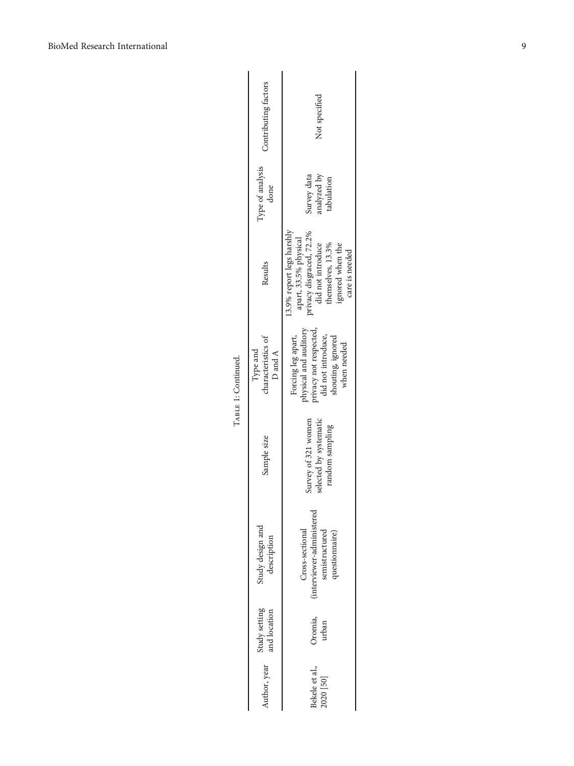Table 1: Continued.

| Author, year | Study setting and location | Study design and description | Sample size | Type and characteristics of D and A | Results | Type of analysis done | Contributing factors |
|---|---|---|---|---|---|---|---|
| Bekele et al., 2020 [50] | Oromia, urban | Cross-sectional (interviewer-administered semistructured questionnaire) | Survey of 321 women selected by systematic random sampling | Forcing leg apart, physical and auditory privacy not respected, did not introduce, shouting, ignored when needed | 13.9% report legs harshly apart, 33.5% physical privacy disgraced, 72.2% did not introduce themselves, 13.3% ignored when the care is needed | Survey data analyzed by tabulation | Not specified |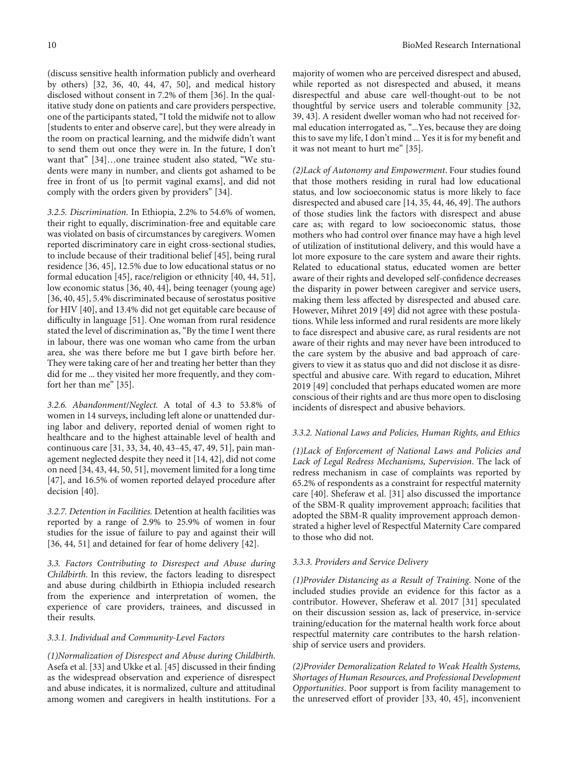(discuss sensitive health information publicly and overheard by others) [32, 36, 40, 44, 47, 50], and medical history disclosed without consent in 7.2% of them [36]. In the qualitative study done on patients and care providers perspective, one of the participants stated, "I told the midwife not to allow [students to enter and observe care], but they were already in the room on practical learning, and the midwife didn't want to send them out once they were in. In the future, I don't want that" [34]…one trainee student also stated, "We students were many in number, and clients got ashamed to be free in front of us [to permit vaginal exams], and did not comply with the orders given by providers" [34].

#### 3.2.5. Discrimination.

In Ethiopia, 2.2% to 54.6% of women, their right to equally, discrimination-free and equitable care was violated on basis of circumstances by caregivers. Women reported discriminatory care in eight cross-sectional studies, to include because of their traditional belief [45], being rural residence [36, 45], 12.5% due to low educational status or no formal education [45], race/religion or ethnicity [40, 44, 51], low economic status [36, 40, 44], being teenager (young age) [36, 40, 45], 5.4% discriminated because of serostatus positive for HIV [40], and 13.4% did not get equitable care because of difficulty in language [51]. One woman from rural residence stated the level of discrimination as, "By the time I went there in labour, there was one woman who came from the urban area, she was there before me but I gave birth before her. They were taking care of her and treating her better than they did for me ... they visited her more frequently, and they comfort her than me" [35].

#### 3.2.6. Abandonment/Neglect.

A total of 4.3 to 53.8% of women in 14 surveys, including left alone or unattended during labor and delivery, reported denial of women right to healthcare and to the highest attainable level of health and continuous care [31, 33, 34, 40, 43–45, 47, 49, 51], pain management neglected despite they need it [14, 42], did not come on need [34, 43, 44, 50, 51], movement limited for a long time [47], and 16.5% of women reported delayed procedure after decision [40].

#### 3.2.7. Detention in Facilities.

Detention at health facilities was reported by a range of 2.9% to 25.9% of women in four studies for the issue of failure to pay and against their will [36, 44, 51] and detained for fear of home delivery [42].

### 3.3. Factors Contributing to Disrespect and Abuse during Childbirth.

In this review, the factors leading to disrespect and abuse during childbirth in Ethiopia included research from the experience and interpretation of women, the experience of care providers, trainees, and discussed in their results.

#### 3.3.1. Individual and Community-Level Factors

*(1)Normalization of Disrespect and Abuse during Childbirth*. Asefa et al. [33] and Ukke et al. [45] discussed in their finding as the widespread observation and experience of disrespect and abuse indicates, it is normalized, culture and attitudinal among women and caregivers in health institutions. For a majority of women who are perceived disrespect and abused, while reported as not disrespected and abused, it means disrespectful and abuse care well-thought-out to be not thoughtful by service users and tolerable community [32, 39, 43]. A resident dweller woman who had not received formal education interrogated as, "...Yes, because they are doing this to save my life, I don't mind ... Yes it is for my benefit and it was not meant to hurt me" [35].

*(2)Lack of Autonomy and Empowerment*. Four studies found that those mothers residing in rural had low educational status, and low socioeconomic status is more likely to face disrespected and abused care [14, 35, 44, 46, 49]. The authors of those studies link the factors with disrespect and abuse care as; with regard to low socioeconomic status, those mothers who had control over finance may have a high level of utilization of institutional delivery, and this would have a lot more exposure to the care system and aware their rights. Related to educational status, educated women are better aware of their rights and developed self-confidence decreases the disparity in power between caregiver and service users, making them less affected by disrespected and abused care. However, Mihret 2019 [49] did not agree with these postulations. While less informed and rural residents are more likely to face disrespect and abusive care, as rural residents are not aware of their rights and may never have been introduced to the care system by the abusive and bad approach of caregivers to view it as status quo and did not disclose it as disrespectful and abusive care. With regard to education, Mihret 2019 [49] concluded that perhaps educated women are more conscious of their rights and are thus more open to disclosing incidents of disrespect and abusive behaviors.

#### 3.3.2. National Laws and Policies, Human Rights, and Ethics

*(1)Lack of Enforcement of National Laws and Policies and Lack of Legal Redress Mechanisms, Supervision*. The lack of redress mechanism in case of complaints was reported by 65.2% of respondents as a constraint for respectful maternity care [40]. Sheferaw et al. [31] also discussed the importance of the SBM-R quality improvement approach; facilities that adopted the SBM-R quality improvement approach demonstrated a higher level of Respectful Maternity Care compared to those who did not.

#### 3.3.3. Providers and Service Delivery

*(1)Provider Distancing as a Result of Training*. None of the included studies provide an evidence for this factor as a contributor. However, Sheferaw et al. 2017 [31] speculated on their discussion session as, lack of preservice, in-service training/education for the maternal health work force about respectful maternity care contributes to the harsh relationship of service users and providers.

*(2)Provider Demoralization Related to Weak Health Systems, Shortages of Human Resources, and Professional Development Opportunities*. Poor support is from facility management to the unreserved effort of provider [33, 40, 45], inconvenient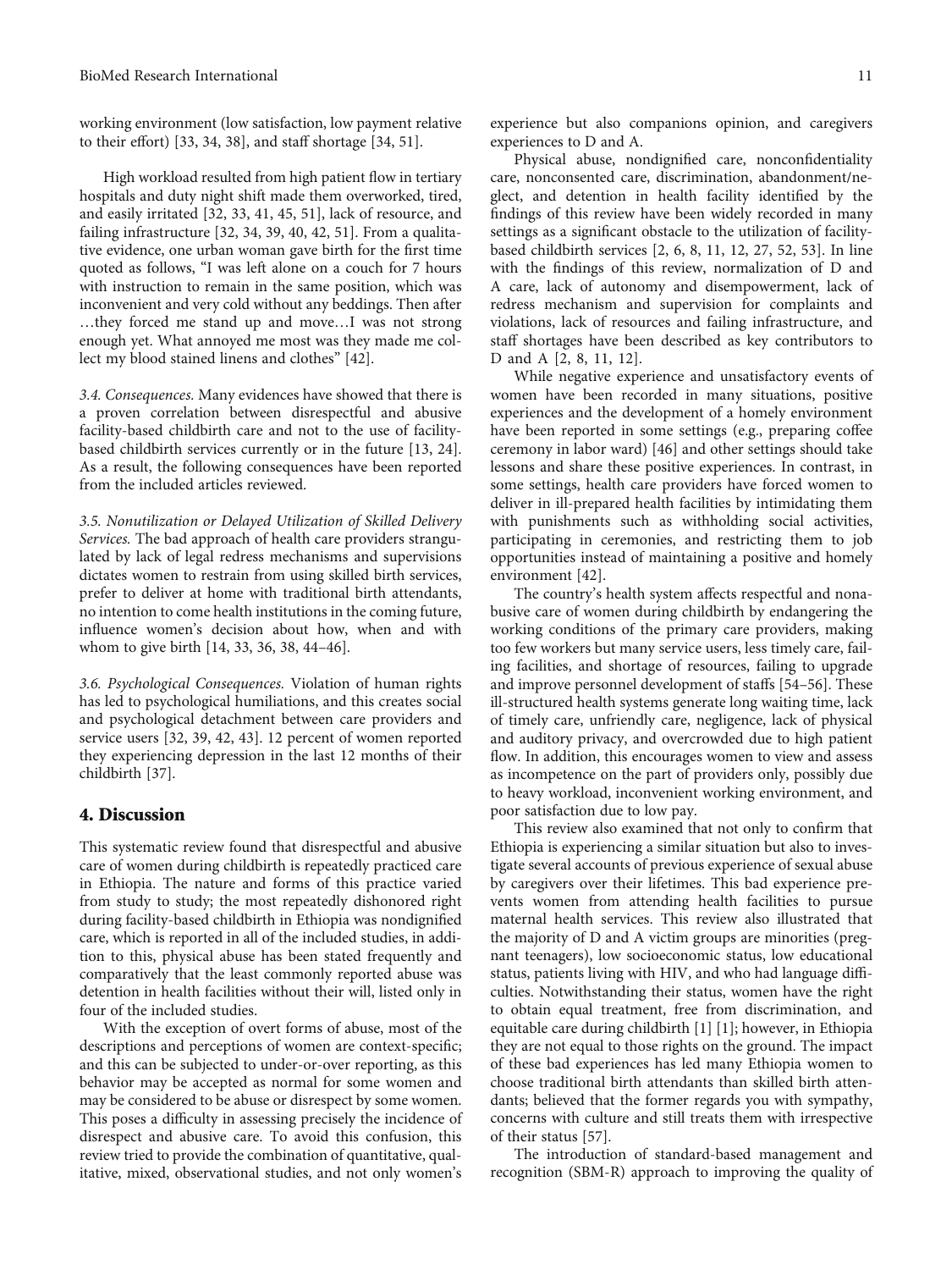working environment (low satisfaction, low payment relative to their effort) [33, 34, 38], and staff shortage [34, 51].

High workload resulted from high patient flow in tertiary hospitals and duty night shift made them overworked, tired, and easily irritated [32, 33, 41, 45, 51], lack of resource, and failing infrastructure [32, 34, 39, 40, 42, 51]. From a qualitative evidence, one urban woman gave birth for the first time quoted as follows, "I was left alone on a couch for 7 hours with instruction to remain in the same position, which was inconvenient and very cold without any beddings. Then after …they forced me stand up and move…I was not strong enough yet. What annoyed me most was they made me collect my blood stained linens and clothes" [42].

*3.4. Consequences.* Many evidences have showed that there is a proven correlation between disrespectful and abusive facility-based childbirth care and not to the use of facility-based childbirth services currently or in the future [13, 24]. As a result, the following consequences have been reported from the included articles reviewed.

*3.5. Nonutilization or Delayed Utilization of Skilled Delivery Services.* The bad approach of health care providers strangulated by lack of legal redress mechanisms and supervisions dictates women to restrain from using skilled birth services, prefer to deliver at home with traditional birth attendants, no intention to come health institutions in the coming future, influence women's decision about how, when and with whom to give birth [14, 33, 36, 38, 44–46].

*3.6. Psychological Consequences.* Violation of human rights has led to psychological humiliations, and this creates social and psychological detachment between care providers and service users [32, 39, 42, 43]. 12 percent of women reported they experiencing depression in the last 12 months of their childbirth [37].

## 4. Discussion

This systematic review found that disrespectful and abusive care of women during childbirth is repeatedly practiced care in Ethiopia. The nature and forms of this practice varied from study to study; the most repeatedly dishonored right during facility-based childbirth in Ethiopia was nondignified care, which is reported in all of the included studies, in addition to this, physical abuse has been stated frequently and comparatively that the least commonly reported abuse was detention in health facilities without their will, listed only in four of the included studies.

With the exception of overt forms of abuse, most of the descriptions and perceptions of women are context-specific; and this can be subjected to under-or-over reporting, as this behavior may be accepted as normal for some women and may be considered to be abuse or disrespect by some women. This poses a difficulty in assessing precisely the incidence of disrespect and abusive care. To avoid this confusion, this review tried to provide the combination of quantitative, qualitative, mixed, observational studies, and not only women's experience but also companions opinion, and caregivers experiences to D and A.

Physical abuse, nondignified care, nonconfidentiality care, nonconsented care, discrimination, abandonment/neglect, and detention in health facility identified by the findings of this review have been widely recorded in many settings as a significant obstacle to the utilization of facility-based childbirth services [2, 6, 8, 11, 12, 27, 52, 53]. In line with the findings of this review, normalization of D and A care, lack of autonomy and disempowerment, lack of redress mechanism and supervision for complaints and violations, lack of resources and failing infrastructure, and staff shortages have been described as key contributors to D and A [2, 8, 11, 12].

While negative experience and unsatisfactory events of women have been recorded in many situations, positive experiences and the development of a homely environment have been reported in some settings (e.g., preparing coffee ceremony in labor ward) [46] and other settings should take lessons and share these positive experiences. In contrast, in some settings, health care providers have forced women to deliver in ill-prepared health facilities by intimidating them with punishments such as withholding social activities, participating in ceremonies, and restricting them to job opportunities instead of maintaining a positive and homely environment [42].

The country's health system affects respectful and nonabusive care of women during childbirth by endangering the working conditions of the primary care providers, making too few workers but many service users, less timely care, failing facilities, and shortage of resources, failing to upgrade and improve personnel development of staffs [54–56]. These ill-structured health systems generate long waiting time, lack of timely care, unfriendly care, negligence, lack of physical and auditory privacy, and overcrowded due to high patient flow. In addition, this encourages women to view and assess as incompetence on the part of providers only, possibly due to heavy workload, inconvenient working environment, and poor satisfaction due to low pay.

This review also examined that not only to confirm that Ethiopia is experiencing a similar situation but also to investigate several accounts of previous experience of sexual abuse by caregivers over their lifetimes. This bad experience prevents women from attending health facilities to pursue maternal health services. This review also illustrated that the majority of D and A victim groups are minorities (pregnant teenagers), low socioeconomic status, low educational status, patients living with HIV, and who had language difficulties. Notwithstanding their status, women have the right to obtain equal treatment, free from discrimination, and equitable care during childbirth [1] [1]; however, in Ethiopia they are not equal to those rights on the ground. The impact of these bad experiences has led many Ethiopia women to choose traditional birth attendants than skilled birth attendants; believed that the former regards you with sympathy, concerns with culture and still treats them with irrespective of their status [57].

The introduction of standard-based management and recognition (SBM-R) approach to improving the quality of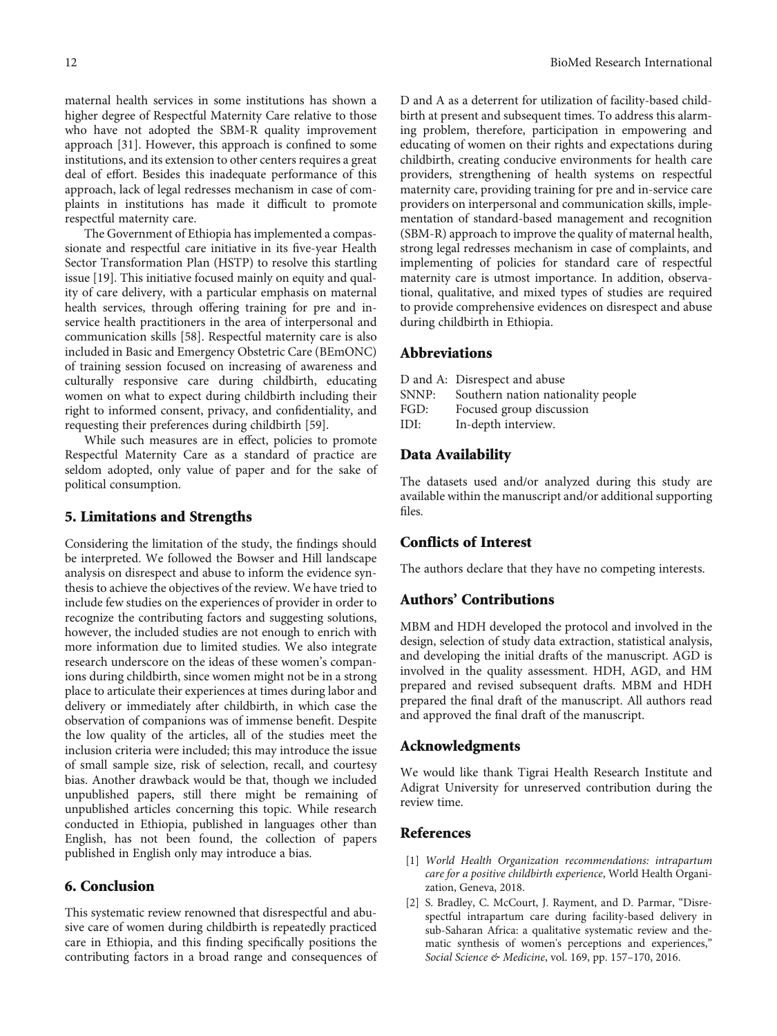maternal health services in some institutions has shown a higher degree of Respectful Maternity Care relative to those who have not adopted the SBM-R quality improvement approach [31]. However, this approach is confined to some institutions, and its extension to other centers requires a great deal of effort. Besides this inadequate performance of this approach, lack of legal redresses mechanism in case of complaints in institutions has made it difficult to promote respectful maternity care.

The Government of Ethiopia has implemented a compassionate and respectful care initiative in its five-year Health Sector Transformation Plan (HSTP) to resolve this startling issue [19]. This initiative focused mainly on equity and quality of care delivery, with a particular emphasis on maternal health services, through offering training for pre and in-service health practitioners in the area of interpersonal and communication skills [58]. Respectful maternity care is also included in Basic and Emergency Obstetric Care (BEmONC) of training session focused on increasing of awareness and culturally responsive care during childbirth, educating women on what to expect during childbirth including their right to informed consent, privacy, and confidentiality, and requesting their preferences during childbirth [59].

While such measures are in effect, policies to promote Respectful Maternity Care as a standard of practice are seldom adopted, only value of paper and for the sake of political consumption.

## 5. Limitations and Strengths

Considering the limitation of the study, the findings should be interpreted. We followed the Bowser and Hill landscape analysis on disrespect and abuse to inform the evidence synthesis to achieve the objectives of the review. We have tried to include few studies on the experiences of provider in order to recognize the contributing factors and suggesting solutions, however, the included studies are not enough to enrich with more information due to limited studies. We also integrate research underscore on the ideas of these women's companions during childbirth, since women might not be in a strong place to articulate their experiences at times during labor and delivery or immediately after childbirth, in which case the observation of companions was of immense benefit. Despite the low quality of the articles, all of the studies meet the inclusion criteria were included; this may introduce the issue of small sample size, risk of selection, recall, and courtesy bias. Another drawback would be that, though we included unpublished papers, still there might be remaining of unpublished articles concerning this topic. While research conducted in Ethiopia, published in languages other than English, has not been found, the collection of papers published in English only may introduce a bias.

## 6. Conclusion

This systematic review renowned that disrespectful and abusive care of women during childbirth is repeatedly practiced care in Ethiopia, and this finding specifically positions the contributing factors in a broad range and consequences of D and A as a deterrent for utilization of facility-based childbirth at present and subsequent times. To address this alarming problem, therefore, participation in empowering and educating of women on their rights and expectations during childbirth, creating conducive environments for health care providers, strengthening of health systems on respectful maternity care, providing training for pre and in-service care providers on interpersonal and communication skills, implementation of standard-based management and recognition (SBM-R) approach to improve the quality of maternal health, strong legal redresses mechanism in case of complaints, and implementing of policies for standard care of respectful maternity care is utmost importance. In addition, observational, qualitative, and mixed types of studies are required to provide comprehensive evidences on disrespect and abuse during childbirth in Ethiopia.

## Abbreviations

D and A: Disrespect and abuse
SNNP: Southern nation nationality people
FGD: Focused group discussion
IDI: In-depth interview.

## Data Availability

The datasets used and/or analyzed during this study are available within the manuscript and/or additional supporting files.

## Conflicts of Interest

The authors declare that they have no competing interests.

## Authors' Contributions

MBM and HDH developed the protocol and involved in the design, selection of study data extraction, statistical analysis, and developing the initial drafts of the manuscript. AGD is involved in the quality assessment. HDH, AGD, and HM prepared and revised subsequent drafts. MBM and HDH prepared the final draft of the manuscript. All authors read and approved the final draft of the manuscript.

## Acknowledgments

We would like thank Tigrai Health Research Institute and Adigrat University for unreserved contribution during the review time.

## References

[1] *World Health Organization recommendations: intrapartum care for a positive childbirth experience*, World Health Organization, Geneva, 2018.

[2] S. Bradley, C. McCourt, J. Rayment, and D. Parmar, "Disrespectful intrapartum care during facility-based delivery in sub-Saharan Africa: a qualitative systematic review and thematic synthesis of women's perceptions and experiences," *Social Science & Medicine*, vol. 169, pp. 157–170, 2016.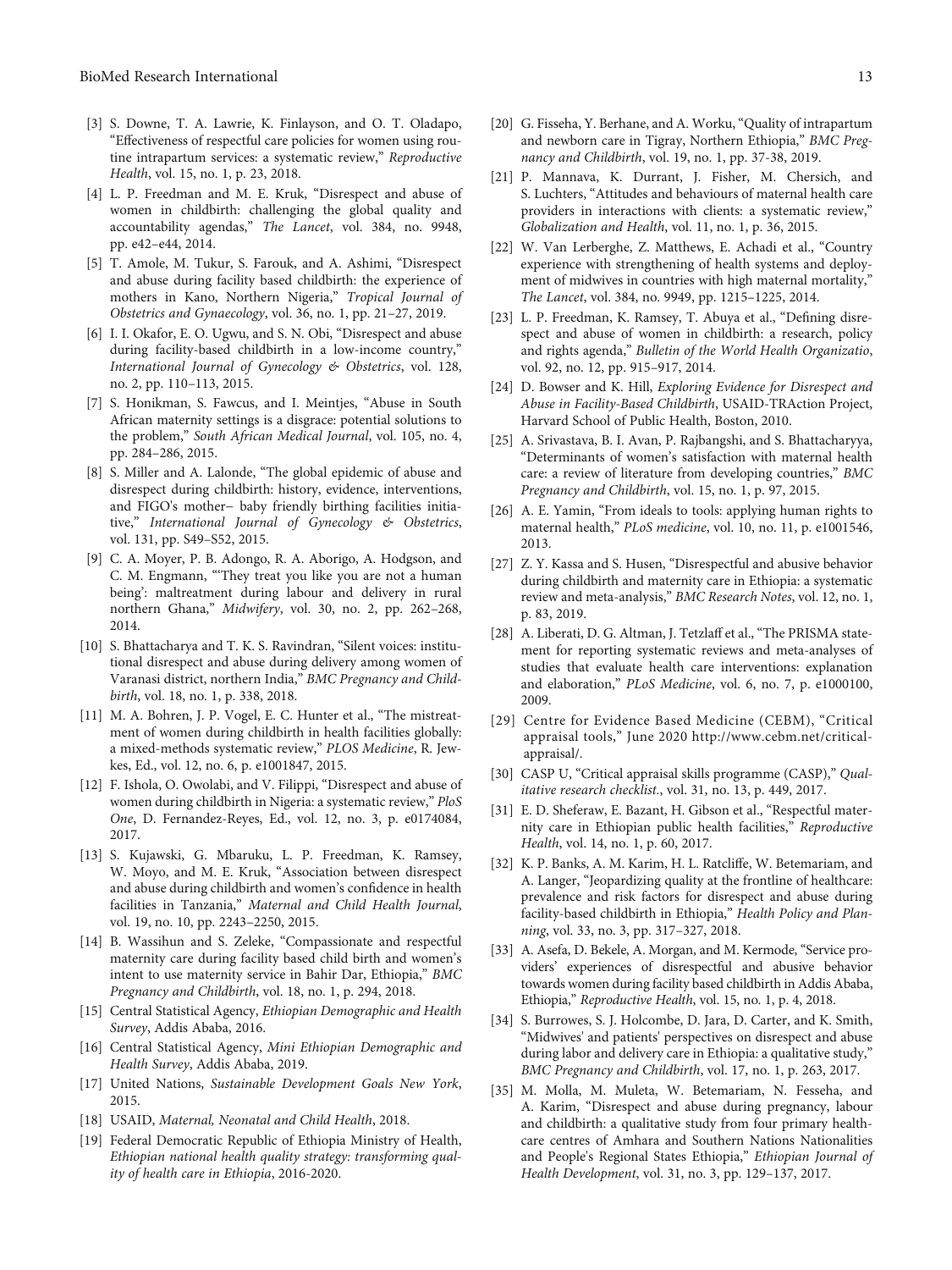[3] S. Downe, T. A. Lawrie, K. Finlayson, and O. T. Oladapo, "Effectiveness of respectful care policies for women using routine intrapartum services: a systematic review," *Reproductive Health*, vol. 15, no. 1, p. 23, 2018.

[4] L. P. Freedman and M. E. Kruk, "Disrespect and abuse of women in childbirth: challenging the global quality and accountability agendas," *The Lancet*, vol. 384, no. 9948, pp. e42–e44, 2014.

[5] T. Amole, M. Tukur, S. Farouk, and A. Ashimi, "Disrespect and abuse during facility based childbirth: the experience of mothers in Kano, Northern Nigeria," *Tropical Journal of Obstetrics and Gynaecology*, vol. 36, no. 1, pp. 21–27, 2019.

[6] I. I. Okafor, E. O. Ugwu, and S. N. Obi, "Disrespect and abuse during facility-based childbirth in a low-income country," *International Journal of Gynecology & Obstetrics*, vol. 128, no. 2, pp. 110–113, 2015.

[7] S. Honikman, S. Fawcus, and I. Meintjes, "Abuse in South African maternity settings is a disgrace: potential solutions to the problem," *South African Medical Journal*, vol. 105, no. 4, pp. 284–286, 2015.

[8] S. Miller and A. Lalonde, "The global epidemic of abuse and disrespect during childbirth: history, evidence, interventions, and FIGO's mother– baby friendly birthing facilities initiative," *International Journal of Gynecology & Obstetrics*, vol. 131, pp. S49–S52, 2015.

[9] C. A. Moyer, P. B. Adongo, R. A. Aborigo, A. Hodgson, and C. M. Engmann, "'They treat you like you are not a human being': maltreatment during labour and delivery in rural northern Ghana," *Midwifery*, vol. 30, no. 2, pp. 262–268, 2014.

[10] S. Bhattacharya and T. K. S. Ravindran, "Silent voices: institutional disrespect and abuse during delivery among women of Varanasi district, northern India," *BMC Pregnancy and Childbirth*, vol. 18, no. 1, p. 338, 2018.

[11] M. A. Bohren, J. P. Vogel, E. C. Hunter et al., "The mistreatment of women during childbirth in health facilities globally: a mixed-methods systematic review," *PLOS Medicine*, R. Jewkes, Ed., vol. 12, no. 6, p. e1001847, 2015.

[12] F. Ishola, O. Owolabi, and V. Filippi, "Disrespect and abuse of women during childbirth in Nigeria: a systematic review," *PloS One*, D. Fernandez-Reyes, Ed., vol. 12, no. 3, p. e0174084, 2017.

[13] S. Kujawski, G. Mbaruku, L. P. Freedman, K. Ramsey, W. Moyo, and M. E. Kruk, "Association between disrespect and abuse during childbirth and women's confidence in health facilities in Tanzania," *Maternal and Child Health Journal*, vol. 19, no. 10, pp. 2243–2250, 2015.

[14] B. Wassihun and S. Zeleke, "Compassionate and respectful maternity care during facility based child birth and women's intent to use maternity service in Bahir Dar, Ethiopia," *BMC Pregnancy and Childbirth*, vol. 18, no. 1, p. 294, 2018.

[15] Central Statistical Agency, *Ethiopian Demographic and Health Survey*, Addis Ababa, 2016.

[16] Central Statistical Agency, *Mini Ethiopian Demographic and Health Survey*, Addis Ababa, 2019.

[17] United Nations, *Sustainable Development Goals New York*, 2015.

[18] USAID, *Maternal, Neonatal and Child Health*, 2018.

[19] Federal Democratic Republic of Ethiopia Ministry of Health, *Ethiopian national health quality strategy: transforming quality of health care in Ethiopia*, 2016-2020.

[20] G. Fisseha, Y. Berhane, and A. Worku, "Quality of intrapartum and newborn care in Tigray, Northern Ethiopia," *BMC Pregnancy and Childbirth*, vol. 19, no. 1, pp. 37-38, 2019.

[21] P. Mannava, K. Durrant, J. Fisher, M. Chersich, and S. Luchters, "Attitudes and behaviours of maternal health care providers in interactions with clients: a systematic review," *Globalization and Health*, vol. 11, no. 1, p. 36, 2015.

[22] W. Van Lerberghe, Z. Matthews, E. Achadi et al., "Country experience with strengthening of health systems and deployment of midwives in countries with high maternal mortality," *The Lancet*, vol. 384, no. 9949, pp. 1215–1225, 2014.

[23] L. P. Freedman, K. Ramsey, T. Abuya et al., "Defining disrespect and abuse of women in childbirth: a research, policy and rights agenda," *Bulletin of the World Health Organizatio*, vol. 92, no. 12, pp. 915–917, 2014.

[24] D. Bowser and K. Hill, *Exploring Evidence for Disrespect and Abuse in Facility-Based Childbirth*, USAID-TRAction Project, Harvard School of Public Health, Boston, 2010.

[25] A. Srivastava, B. I. Avan, P. Rajbangshi, and S. Bhattacharyya, "Determinants of women's satisfaction with maternal health care: a review of literature from developing countries," *BMC Pregnancy and Childbirth*, vol. 15, no. 1, p. 97, 2015.

[26] A. E. Yamin, "From ideals to tools: applying human rights to maternal health," *PLoS medicine*, vol. 10, no. 11, p. e1001546, 2013.

[27] Z. Y. Kassa and S. Husen, "Disrespectful and abusive behavior during childbirth and maternity care in Ethiopia: a systematic review and meta-analysis," *BMC Research Notes*, vol. 12, no. 1, p. 83, 2019.

[28] A. Liberati, D. G. Altman, J. Tetzlaff et al., "The PRISMA statement for reporting systematic reviews and meta-analyses of studies that evaluate health care interventions: explanation and elaboration," *PLoS Medicine*, vol. 6, no. 7, p. e1000100, 2009.

[29] Centre for Evidence Based Medicine (CEBM), "Critical appraisal tools," June 2020 http://www.cebm.net/critical-appraisal/.

[30] CASP U, "Critical appraisal skills programme (CASP)," *Qualitative research checklist.*, vol. 31, no. 13, p. 449, 2017.

[31] E. D. Sheferaw, E. Bazant, H. Gibson et al., "Respectful maternity care in Ethiopian public health facilities," *Reproductive Health*, vol. 14, no. 1, p. 60, 2017.

[32] K. P. Banks, A. M. Karim, H. L. Ratcliffe, W. Betemariam, and A. Langer, "Jeopardizing quality at the frontline of healthcare: prevalence and risk factors for disrespect and abuse during facility-based childbirth in Ethiopia," *Health Policy and Planning*, vol. 33, no. 3, pp. 317–327, 2018.

[33] A. Asefa, D. Bekele, A. Morgan, and M. Kermode, "Service providers' experiences of disrespectful and abusive behavior towards women during facility based childbirth in Addis Ababa, Ethiopia," *Reproductive Health*, vol. 15, no. 1, p. 4, 2018.

[34] S. Burrowes, S. J. Holcombe, D. Jara, D. Carter, and K. Smith, "Midwives' and patients' perspectives on disrespect and abuse during labor and delivery care in Ethiopia: a qualitative study," *BMC Pregnancy and Childbirth*, vol. 17, no. 1, p. 263, 2017.

[35] M. Molla, M. Muleta, W. Betemariam, N. Fesseha, and A. Karim, "Disrespect and abuse during pregnancy, labour and childbirth: a qualitative study from four primary healthcare centres of Amhara and Southern Nations Nationalities and People's Regional States Ethiopia," *Ethiopian Journal of Health Development*, vol. 31, no. 3, pp. 129–137, 2017.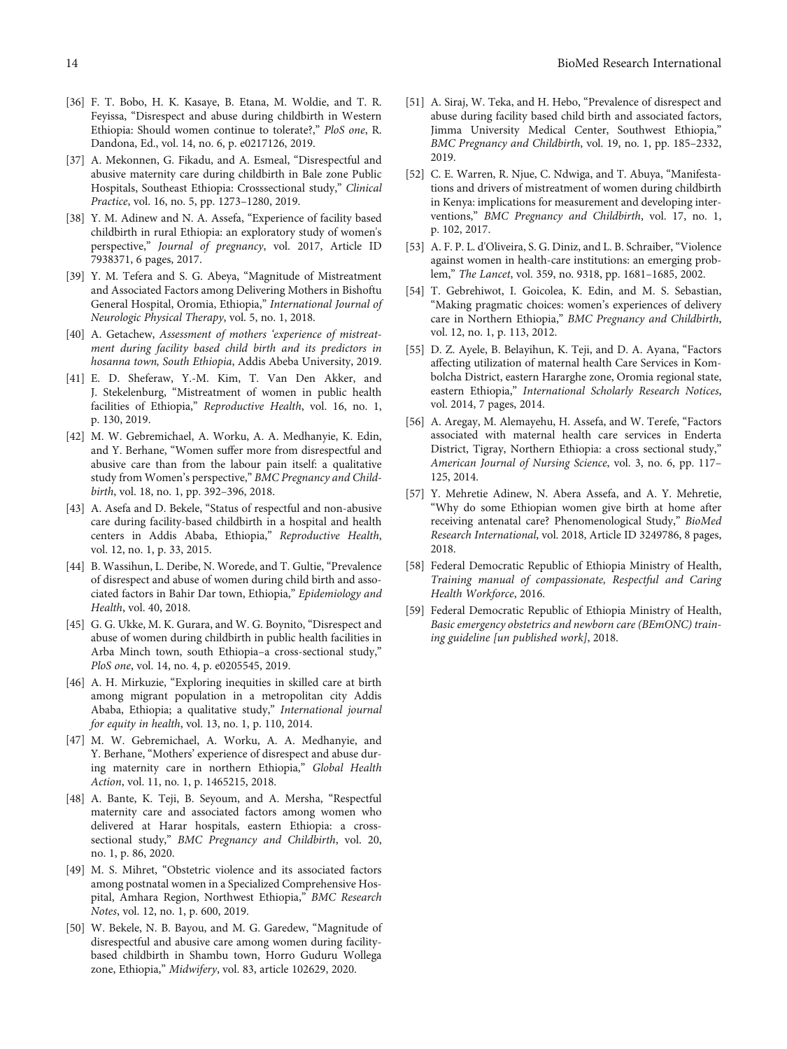[36] F. T. Bobo, H. K. Kasaye, B. Etana, M. Woldie, and T. R. Feyissa, "Disrespect and abuse during childbirth in Western Ethiopia: Should women continue to tolerate?," *PloS one*, R. Dandona, Ed., vol. 14, no. 6, p. e0217126, 2019.

[37] A. Mekonnen, G. Fikadu, and A. Esmeal, "Disrespectful and abusive maternity care during childbirth in Bale zone Public Hospitals, Southeast Ethiopia: Crosssectional study," *Clinical Practice*, vol. 16, no. 5, pp. 1273–1280, 2019.

[38] Y. M. Adinew and N. A. Assefa, "Experience of facility based childbirth in rural Ethiopia: an exploratory study of women's perspective," *Journal of pregnancy*, vol. 2017, Article ID 7938371, 6 pages, 2017.

[39] Y. M. Tefera and S. G. Abeya, "Magnitude of Mistreatment and Associated Factors among Delivering Mothers in Bishoftu General Hospital, Oromia, Ethiopia," *International Journal of Neurologic Physical Therapy*, vol. 5, no. 1, 2018.

[40] A. Getachew, *Assessment of mothers 'experience of mistreatment during facility based child birth and its predictors in hosanna town, South Ethiopia*, Addis Abeba University, 2019.

[41] E. D. Sheferaw, Y.-M. Kim, T. Van Den Akker, and J. Stekelenburg, "Mistreatment of women in public health facilities of Ethiopia," *Reproductive Health*, vol. 16, no. 1, p. 130, 2019.

[42] M. W. Gebremichael, A. Worku, A. A. Medhanyie, K. Edin, and Y. Berhane, "Women suffer more from disrespectful and abusive care than from the labour pain itself: a qualitative study from Women's perspective," *BMC Pregnancy and Childbirth*, vol. 18, no. 1, pp. 392–396, 2018.

[43] A. Asefa and D. Bekele, "Status of respectful and non-abusive care during facility-based childbirth in a hospital and health centers in Addis Ababa, Ethiopia," *Reproductive Health*, vol. 12, no. 1, p. 33, 2015.

[44] B. Wassihun, L. Deribe, N. Worede, and T. Gultie, "Prevalence of disrespect and abuse of women during child birth and associated factors in Bahir Dar town, Ethiopia," *Epidemiology and Health*, vol. 40, 2018.

[45] G. G. Ukke, M. K. Gurara, and W. G. Boynito, "Disrespect and abuse of women during childbirth in public health facilities in Arba Minch town, south Ethiopia– a cross-sectional study," *PloS one*, vol. 14, no. 4, p. e0205545, 2019.

[46] A. H. Mirkuzie, "Exploring inequities in skilled care at birth among migrant population in a metropolitan city Addis Ababa, Ethiopia; a qualitative study," *International journal for equity in health*, vol. 13, no. 1, p. 110, 2014.

[47] M. W. Gebremichael, A. Worku, A. A. Medhanyie, and Y. Berhane, "Mothers' experience of disrespect and abuse during maternity care in northern Ethiopia," *Global Health Action*, vol. 11, no. 1, p. 1465215, 2018.

[48] A. Bante, K. Teji, B. Seyoum, and A. Mersha, "Respectful maternity care and associated factors among women who delivered at Harar hospitals, eastern Ethiopia: a cross-sectional study," *BMC Pregnancy and Childbirth*, vol. 20, no. 1, p. 86, 2020.

[49] M. S. Mihret, "Obstetric violence and its associated factors among postnatal women in a Specialized Comprehensive Hospital, Amhara Region, Northwest Ethiopia," *BMC Research Notes*, vol. 12, no. 1, p. 600, 2019.

[50] W. Bekele, N. B. Bayou, and M. G. Garedew, "Magnitude of disrespectful and abusive care among women during facility-based childbirth in Shambu town, Horro Guduru Wollega zone, Ethiopia," *Midwifery*, vol. 83, article 102629, 2020.

[51] A. Siraj, W. Teka, and H. Hebo, "Prevalence of disrespect and abuse during facility based child birth and associated factors, Jimma University Medical Center, Southwest Ethiopia," *BMC Pregnancy and Childbirth*, vol. 19, no. 1, pp. 185–2332, 2019.

[52] C. E. Warren, R. Njue, C. Ndwiga, and T. Abuya, "Manifestations and drivers of mistreatment of women during childbirth in Kenya: implications for measurement and developing interventions," *BMC Pregnancy and Childbirth*, vol. 17, no. 1, p. 102, 2017.

[53] A. F. P. L. d'Oliveira, S. G. Diniz, and L. B. Schraiber, "Violence against women in health-care institutions: an emerging problem," *The Lancet*, vol. 359, no. 9318, pp. 1681–1685, 2002.

[54] T. Gebrehiwot, I. Goicolea, K. Edin, and M. S. Sebastian, "Making pragmatic choices: women's experiences of delivery care in Northern Ethiopia," *BMC Pregnancy and Childbirth*, vol. 12, no. 1, p. 113, 2012.

[55] D. Z. Ayele, B. Belayihun, K. Teji, and D. A. Ayana, "Factors affecting utilization of maternal health Care Services in Kombolcha District, eastern Hararghe zone, Oromia regional state, eastern Ethiopia," *International Scholarly Research Notices*, vol. 2014, 7 pages, 2014.

[56] A. Aregay, M. Alemayehu, H. Assefa, and W. Terefe, "Factors associated with maternal health care services in Enderta District, Tigray, Northern Ethiopia: a cross sectional study," *American Journal of Nursing Science*, vol. 3, no. 6, pp. 117–125, 2014.

[57] Y. Mehretie Adinew, N. Abera Assefa, and A. Y. Mehretie, "Why do some Ethiopian women give birth at home after receiving antenatal care? Phenomenological Study," *BioMed Research International*, vol. 2018, Article ID 3249786, 8 pages, 2018.

[58] Federal Democratic Republic of Ethiopia Ministry of Health, *Training manual of compassionate, Respectful and Caring Health Workforce*, 2016.

[59] Federal Democratic Republic of Ethiopia Ministry of Health, *Basic emergency obstetrics and newborn care (BEmONC) training guideline [un published work]*, 2018.